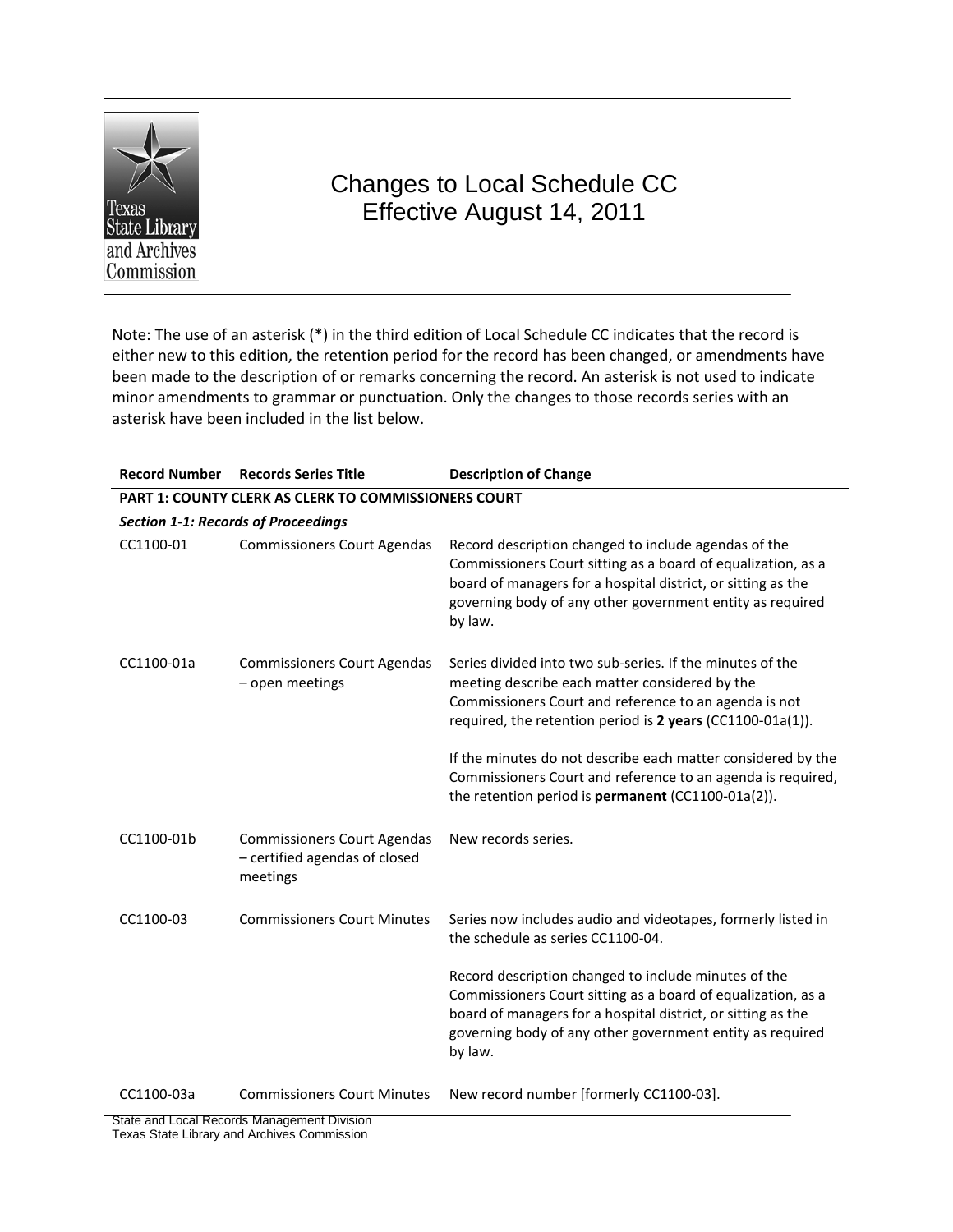# Changes to Local Schedule CC Effective August 14, 2011

Note: The use of an asterisk (*) in the third edition of Local Schedule CC indicates that the record is either new to this edition, the retention period for the record has been changed, or amendments have been made to the description of or remarks concerning the record. An asterisk is not used to indicate minor amendments to grammar or punctuation. Only the changes to those records series with an asterisk have been included in the list below.

| Record Number | Records Series Title | Description of Change |
|---|---|---|
| **PART 1: COUNTY CLERK AS CLERK TO COMMISSIONERS COURT** | | |
| ***Section 1-1: Records of Proceedings*** | | |
| CC1100-01 | Commissioners Court Agendas | Record description changed to include agendas of the Commissioners Court sitting as a board of equalization, as a board of managers for a hospital district, or sitting as the governing body of any other government entity as required by law. |
| CC1100-01a | Commissioners Court Agendas – open meetings | Series divided into two sub-series. If the minutes of the meeting describe each matter considered by the Commissioners Court and reference to an agenda is not required, the retention period is **2 years** (CC1100-01a(1)).<br><br>If the minutes do not describe each matter considered by the Commissioners Court and reference to an agenda is required, the retention period is **permanent** (CC1100-01a(2)). |
| CC1100-01b | Commissioners Court Agendas – certified agendas of closed meetings | New records series. |
| CC1100-03 | Commissioners Court Minutes | Series now includes audio and videotapes, formerly listed in the schedule as series CC1100-04.<br><br>Record description changed to include minutes of the Commissioners Court sitting as a board of equalization, as a board of managers for a hospital district, or sitting as the governing body of any other government entity as required by law. |
| CC1100-03a | Commissioners Court Minutes | New record number [formerly CC1100-03]. |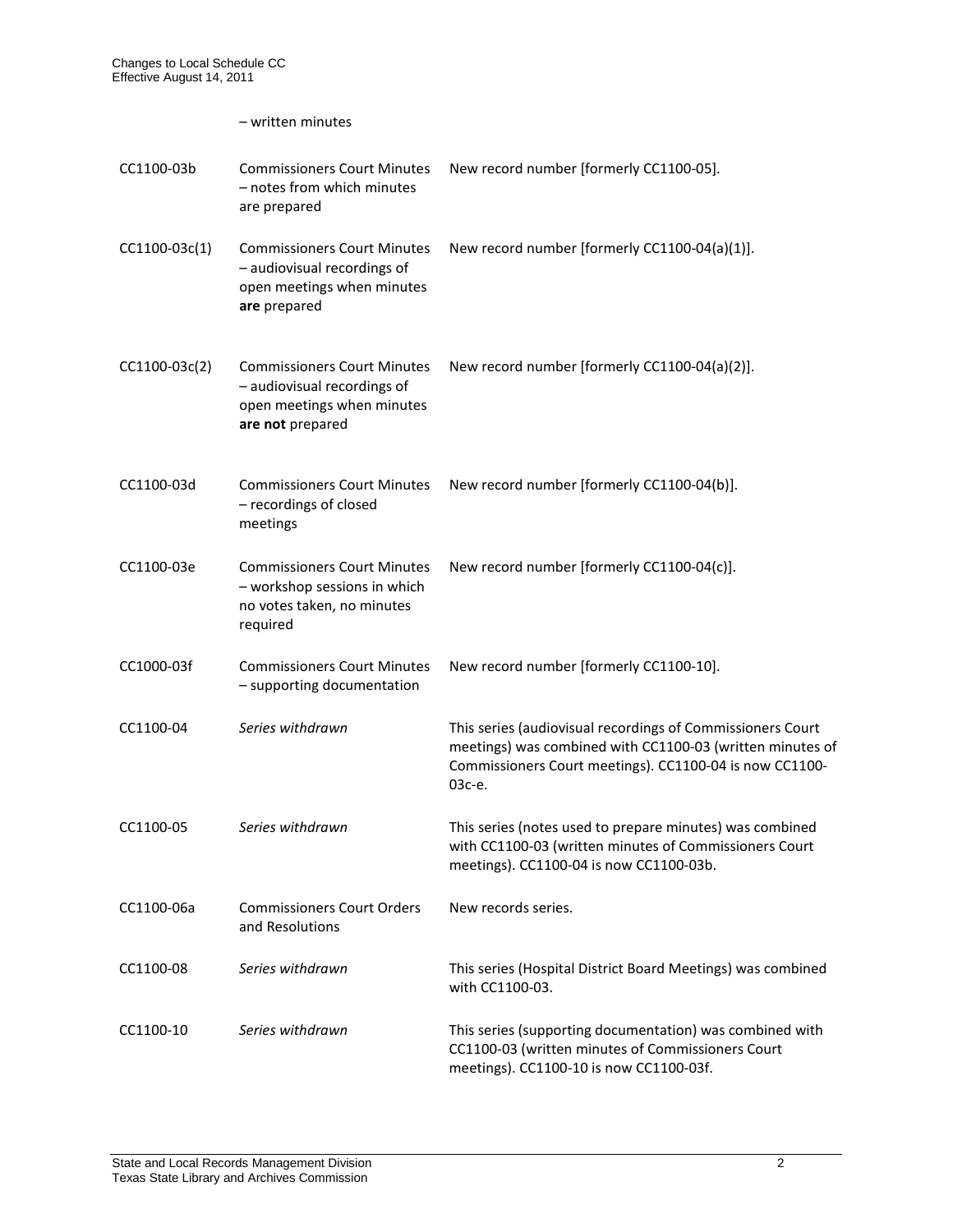| | – written minutes | |
|---|---|---|
| CC1100-03b | Commissioners Court Minutes – notes from which minutes are prepared | New record number [formerly CC1100-05]. |
| CC1100-03c(1) | Commissioners Court Minutes – audiovisual recordings of open meetings when minutes **are** prepared | New record number [formerly CC1100-04(a)(1)]. |
| CC1100-03c(2) | Commissioners Court Minutes – audiovisual recordings of open meetings when minutes **are not** prepared | New record number [formerly CC1100-04(a)(2)]. |
| CC1100-03d | Commissioners Court Minutes – recordings of closed meetings | New record number [formerly CC1100-04(b)]. |
| CC1100-03e | Commissioners Court Minutes – workshop sessions in which no votes taken, no minutes required | New record number [formerly CC1100-04(c)]. |
| CC1000-03f | Commissioners Court Minutes – supporting documentation | New record number [formerly CC1100-10]. |
| CC1100-04 | *Series withdrawn* | This series (audiovisual recordings of Commissioners Court meetings) was combined with CC1100-03 (written minutes of Commissioners Court meetings). CC1100-04 is now CC1100-03c-e. |
| CC1100-05 | *Series withdrawn* | This series (notes used to prepare minutes) was combined with CC1100-03 (written minutes of Commissioners Court meetings). CC1100-04 is now CC1100-03b. |
| CC1100-06a | Commissioners Court Orders and Resolutions | New records series. |
| CC1100-08 | *Series withdrawn* | This series (Hospital District Board Meetings) was combined with CC1100-03. |
| CC1100-10 | *Series withdrawn* | This series (supporting documentation) was combined with CC1100-03 (written minutes of Commissioners Court meetings). CC1100-10 is now CC1100-03f. |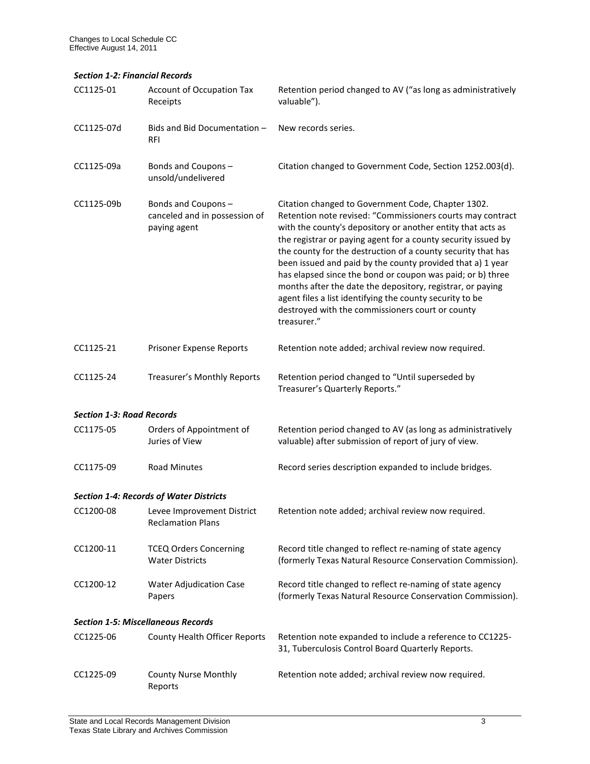### *Section 1-2: Financial Records*

| | | |
|---|---|---|
| CC1125-01 | Account of Occupation Tax Receipts | Retention period changed to AV ("as long as administratively valuable"). |
| CC1125-07d | Bids and Bid Documentation – RFI | New records series. |
| CC1125-09a | Bonds and Coupons – unsold/undelivered | Citation changed to Government Code, Section 1252.003(d). |
| CC1125-09b | Bonds and Coupons – canceled and in possession of paying agent | Citation changed to Government Code, Chapter 1302. Retention note revised: "Commissioners courts may contract with the county's depository or another entity that acts as the registrar or paying agent for a county security issued by the county for the destruction of a county security that has been issued and paid by the county provided that a) 1 year has elapsed since the bond or coupon was paid; or b) three months after the date the depository, registrar, or paying agent files a list identifying the county security to be destroyed with the commissioners court or county treasurer." |
| CC1125-21 | Prisoner Expense Reports | Retention note added; archival review now required. |
| CC1125-24 | Treasurer's Monthly Reports | Retention period changed to "Until superseded by Treasurer's Quarterly Reports." |

### *Section 1-3: Road Records*

| | | |
|---|---|---|
| CC1175-05 | Orders of Appointment of Juries of View | Retention period changed to AV (as long as administratively valuable) after submission of report of jury of view. |
| CC1175-09 | Road Minutes | Record series description expanded to include bridges. |

### *Section 1-4: Records of Water Districts*

| | | |
|---|---|---|
| CC1200-08 | Levee Improvement District Reclamation Plans | Retention note added; archival review now required. |
| CC1200-11 | TCEQ Orders Concerning Water Districts | Record title changed to reflect re-naming of state agency (formerly Texas Natural Resource Conservation Commission). |
| CC1200-12 | Water Adjudication Case Papers | Record title changed to reflect re-naming of state agency (formerly Texas Natural Resource Conservation Commission). |

### *Section 1-5: Miscellaneous Records*

| | | |
|---|---|---|
| CC1225-06 | County Health Officer Reports | Retention note expanded to include a reference to CC1225-31, Tuberculosis Control Board Quarterly Reports. |
| CC1225-09 | County Nurse Monthly Reports | Retention note added; archival review now required. |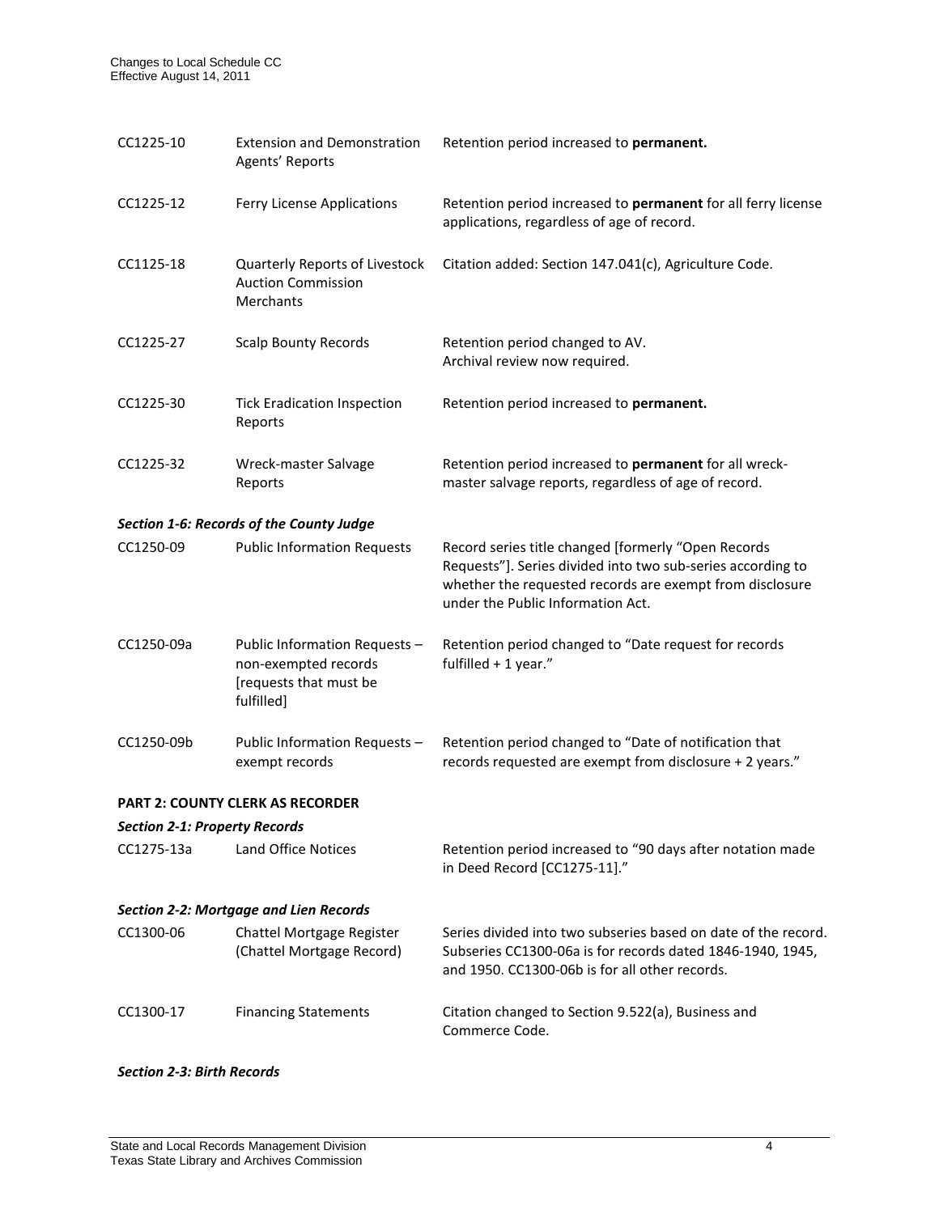| | | |
|---|---|---|
| CC1225-10 | Extension and Demonstration Agents' Reports | Retention period increased to **permanent.** |
| CC1225-12 | Ferry License Applications | Retention period increased to **permanent** for all ferry license applications, regardless of age of record. |
| CC1125-18 | Quarterly Reports of Livestock Auction Commission Merchants | Citation added: Section 147.041(c), Agriculture Code. |
| CC1225-27 | Scalp Bounty Records | Retention period changed to AV.<br>Archival review now required. |
| CC1225-30 | Tick Eradication Inspection Reports | Retention period increased to **permanent.** |
| CC1225-32 | Wreck-master Salvage Reports | Retention period increased to **permanent** for all wreck-master salvage reports, regardless of age of record. |

***Section 1-6: Records of the County Judge***

| | | |
|---|---|---|
| CC1250-09 | Public Information Requests | Record series title changed [formerly "Open Records Requests"]. Series divided into two sub-series according to whether the requested records are exempt from disclosure under the Public Information Act. |
| CC1250-09a | Public Information Requests – non-exempted records [requests that must be fulfilled] | Retention period changed to "Date request for records fulfilled + 1 year." |
| CC1250-09b | Public Information Requests – exempt records | Retention period changed to "Date of notification that records requested are exempt from disclosure + 2 years." |

**PART 2: COUNTY CLERK AS RECORDER**

***Section 2-1: Property Records***

| | | |
|---|---|---|
| CC1275-13a | Land Office Notices | Retention period increased to "90 days after notation made in Deed Record [CC1275-11]." |

***Section 2-2: Mortgage and Lien Records***

| | | |
|---|---|---|
| CC1300-06 | Chattel Mortgage Register (Chattel Mortgage Record) | Series divided into two subseries based on date of the record. Subseries CC1300-06a is for records dated 1846-1940, 1945, and 1950. CC1300-06b is for all other records. |
| CC1300-17 | Financing Statements | Citation changed to Section 9.522(a), Business and Commerce Code. |

***Section 2-3: Birth Records***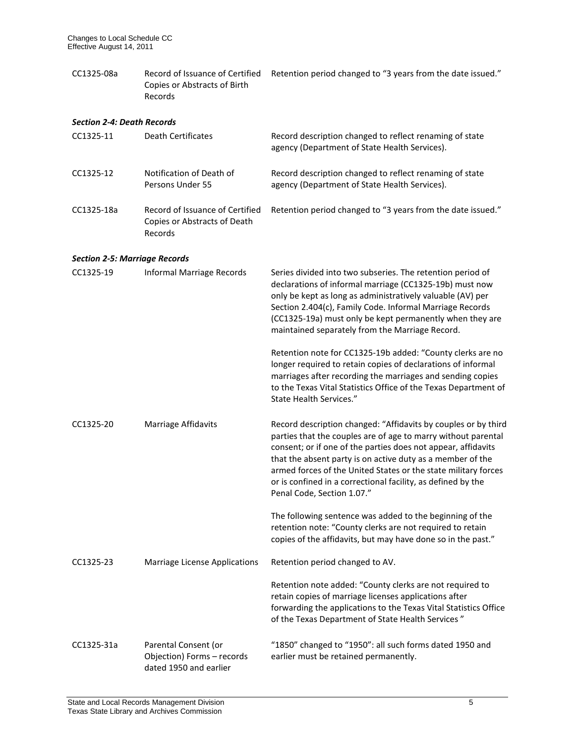| | | |
|---|---|---|
| CC1325-08a | Record of Issuance of Certified Copies or Abstracts of Birth Records | Retention period changed to "3 years from the date issued." |

***Section 2-4: Death Records***

| | | |
|---|---|---|
| CC1325-11 | Death Certificates | Record description changed to reflect renaming of state agency (Department of State Health Services). |
| CC1325-12 | Notification of Death of Persons Under 55 | Record description changed to reflect renaming of state agency (Department of State Health Services). |
| CC1325-18a | Record of Issuance of Certified Copies or Abstracts of Death Records | Retention period changed to "3 years from the date issued." |

***Section 2-5: Marriage Records***

| | | |
|---|---|---|
| CC1325-19 | Informal Marriage Records | Series divided into two subseries. The retention period of declarations of informal marriage (CC1325-19b) must now only be kept as long as administratively valuable (AV) per Section 2.404(c), Family Code. Informal Marriage Records (CC1325-19a) must only be kept permanently when they are maintained separately from the Marriage Record.<br><br>Retention note for CC1325-19b added: "County clerks are no longer required to retain copies of declarations of informal marriages after recording the marriages and sending copies to the Texas Vital Statistics Office of the Texas Department of State Health Services." |
| CC1325-20 | Marriage Affidavits | Record description changed: "Affidavits by couples or by third parties that the couples are of age to marry without parental consent; or if one of the parties does not appear, affidavits that the absent party is on active duty as a member of the armed forces of the United States or the state military forces or is confined in a correctional facility, as defined by the Penal Code, Section 1.07."<br><br>The following sentence was added to the beginning of the retention note: "County clerks are not required to retain copies of the affidavits, but may have done so in the past." |
| CC1325-23 | Marriage License Applications | Retention period changed to AV.<br><br>Retention note added: "County clerks are not required to retain copies of marriage licenses applications after forwarding the applications to the Texas Vital Statistics Office of the Texas Department of State Health Services " |
| CC1325-31a | Parental Consent (or Objection) Forms – records dated 1950 and earlier | "1850" changed to "1950": all such forms dated 1950 and earlier must be retained permanently. |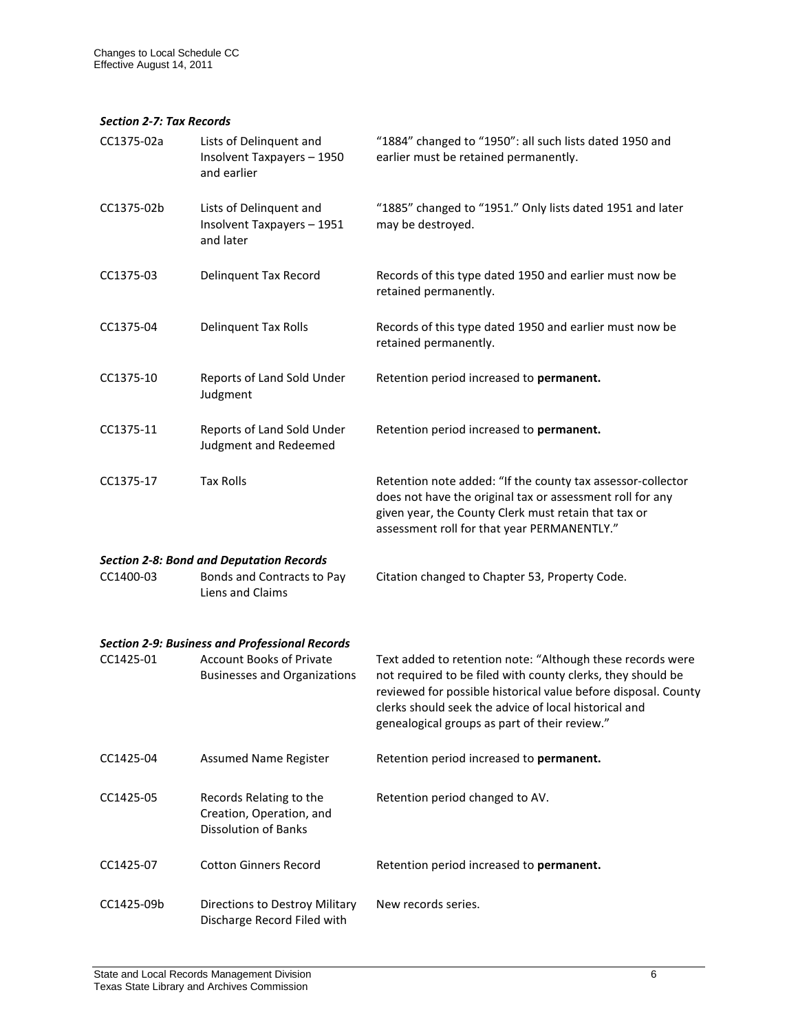### *Section 2-7: Tax Records*

| | | |
|---|---|---|
| CC1375-02a | Lists of Delinquent and Insolvent Taxpayers – 1950 and earlier | "1884" changed to "1950": all such lists dated 1950 and earlier must be retained permanently. |
| CC1375-02b | Lists of Delinquent and Insolvent Taxpayers – 1951 and later | "1885" changed to "1951." Only lists dated 1951 and later may be destroyed. |
| CC1375-03 | Delinquent Tax Record | Records of this type dated 1950 and earlier must now be retained permanently. |
| CC1375-04 | Delinquent Tax Rolls | Records of this type dated 1950 and earlier must now be retained permanently. |
| CC1375-10 | Reports of Land Sold Under Judgment | Retention period increased to **permanent.** |
| CC1375-11 | Reports of Land Sold Under Judgment and Redeemed | Retention period increased to **permanent.** |
| CC1375-17 | Tax Rolls | Retention note added: "If the county tax assessor-collector does not have the original tax or assessment roll for any given year, the County Clerk must retain that tax or assessment roll for that year PERMANENTLY." |

### *Section 2-8: Bond and Deputation Records*

| | | |
|---|---|---|
| CC1400-03 | Bonds and Contracts to Pay Liens and Claims | Citation changed to Chapter 53, Property Code. |

### *Section 2-9: Business and Professional Records*

| | | |
|---|---|---|
| CC1425-01 | Account Books of Private Businesses and Organizations | Text added to retention note: "Although these records were not required to be filed with county clerks, they should be reviewed for possible historical value before disposal. County clerks should seek the advice of local historical and genealogical groups as part of their review." |
| CC1425-04 | Assumed Name Register | Retention period increased to **permanent.** |
| CC1425-05 | Records Relating to the Creation, Operation, and Dissolution of Banks | Retention period changed to AV. |
| CC1425-07 | Cotton Ginners Record | Retention period increased to **permanent.** |
| CC1425-09b | Directions to Destroy Military Discharge Record Filed with | New records series. |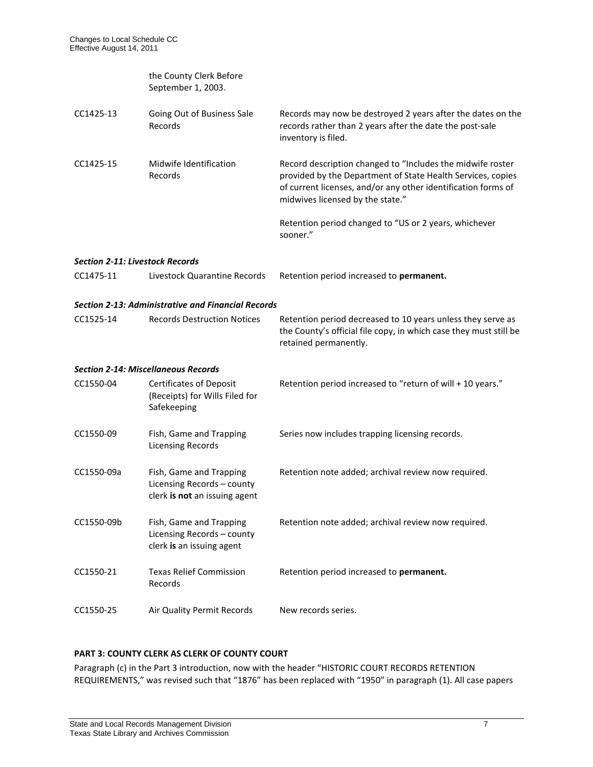| | | |
|---|---|---|
| | the County Clerk Before September 1, 2003. | |
| CC1425-13 | Going Out of Business Sale Records | Records may now be destroyed 2 years after the dates on the records rather than 2 years after the date the post-sale inventory is filed. |
| CC1425-15 | Midwife Identification Records | Record description changed to "Includes the midwife roster provided by the Department of State Health Services, copies of current licenses, and/or any other identification forms of midwives licensed by the state."<br><br>Retention period changed to "US or 2 years, whichever sooner." |

***Section 2-11: Livestock Records***

| | | |
|---|---|---|
| CC1475-11 | Livestock Quarantine Records | Retention period increased to **permanent.** |

***Section 2-13: Administrative and Financial Records***

| | | |
|---|---|---|
| CC1525-14 | Records Destruction Notices | Retention period decreased to 10 years unless they serve as the County's official file copy, in which case they must still be retained permanently. |

***Section 2-14: Miscellaneous Records***

| | | |
|---|---|---|
| CC1550-04 | Certificates of Deposit (Receipts) for Wills Filed for Safekeeping | Retention period increased to "return of will + 10 years." |
| CC1550-09 | Fish, Game and Trapping Licensing Records | Series now includes trapping licensing records. |
| CC1550-09a | Fish, Game and Trapping Licensing Records – county clerk **is not** an issuing agent | Retention note added; archival review now required. |
| CC1550-09b | Fish, Game and Trapping Licensing Records – county clerk **is** an issuing agent | Retention note added; archival review now required. |
| CC1550-21 | Texas Relief Commission Records | Retention period increased to **permanent.** |
| CC1550-25 | Air Quality Permit Records | New records series. |

**PART 3: COUNTY CLERK AS CLERK OF COUNTY COURT**

Paragraph (c) in the Part 3 introduction, now with the header "HISTORIC COURT RECORDS RETENTION REQUIREMENTS," was revised such that "1876" has been replaced with "1950" in paragraph (1). All case papers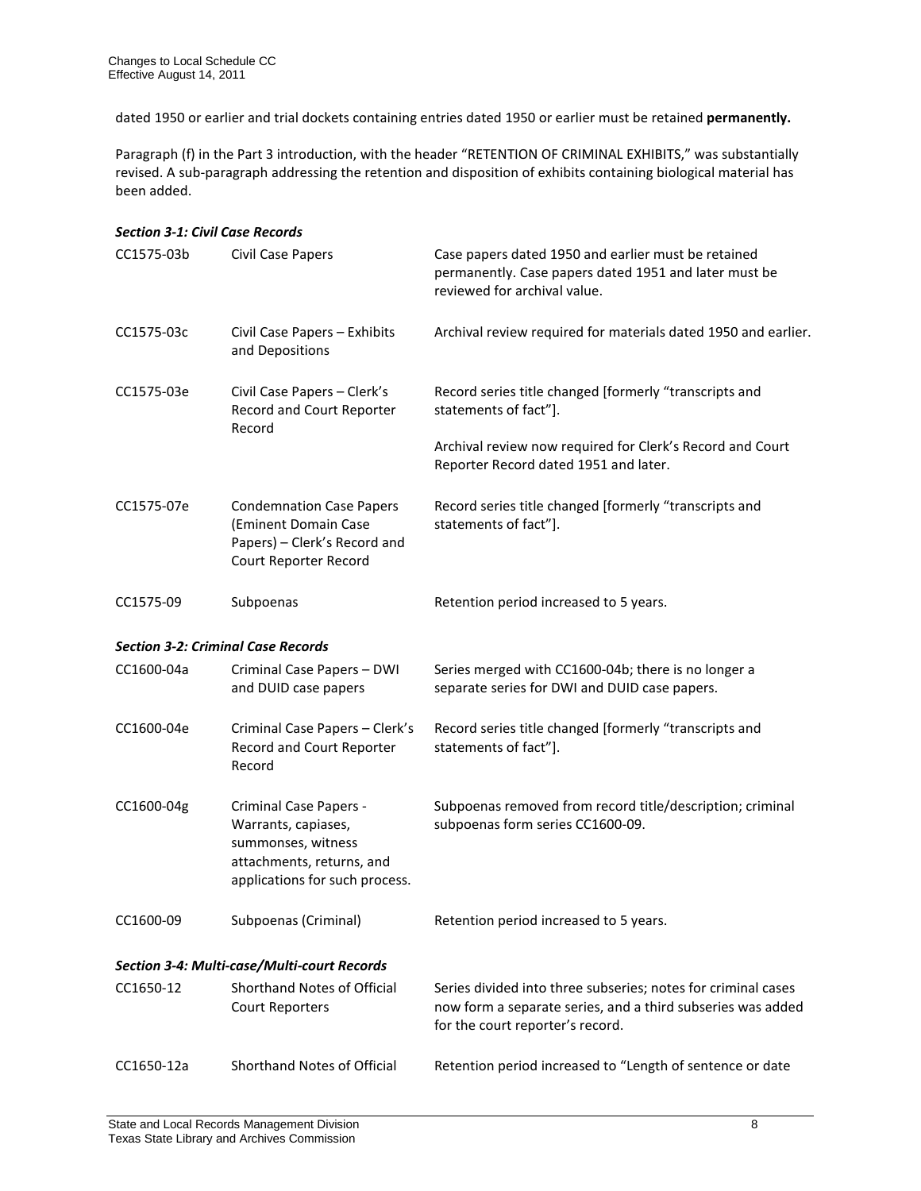dated 1950 or earlier and trial dockets containing entries dated 1950 or earlier must be retained **permanently.**

Paragraph (f) in the Part 3 introduction, with the header "RETENTION OF CRIMINAL EXHIBITS," was substantially revised. A sub-paragraph addressing the retention and disposition of exhibits containing biological material has been added.

***Section 3-1: Civil Case Records***

| | | |
|---|---|---|
| CC1575-03b | Civil Case Papers | Case papers dated 1950 and earlier must be retained permanently. Case papers dated 1951 and later must be reviewed for archival value. |
| CC1575-03c | Civil Case Papers – Exhibits and Depositions | Archival review required for materials dated 1950 and earlier. |
| CC1575-03e | Civil Case Papers – Clerk's Record and Court Reporter Record | Record series title changed [formerly "transcripts and statements of fact"].<br><br>Archival review now required for Clerk's Record and Court Reporter Record dated 1951 and later. |
| CC1575-07e | Condemnation Case Papers (Eminent Domain Case Papers) – Clerk's Record and Court Reporter Record | Record series title changed [formerly "transcripts and statements of fact"]. |
| CC1575-09 | Subpoenas | Retention period increased to 5 years. |

***Section 3-2: Criminal Case Records***

| | | |
|---|---|---|
| CC1600-04a | Criminal Case Papers – DWI and DUID case papers | Series merged with CC1600-04b; there is no longer a separate series for DWI and DUID case papers. |
| CC1600-04e | Criminal Case Papers – Clerk's Record and Court Reporter Record | Record series title changed [formerly "transcripts and statements of fact"]. |
| CC1600-04g | Criminal Case Papers - Warrants, capiases, summonses, witness attachments, returns, and applications for such process. | Subpoenas removed from record title/description; criminal subpoenas form series CC1600-09. |
| CC1600-09 | Subpoenas (Criminal) | Retention period increased to 5 years. |

***Section 3-4: Multi-case/Multi-court Records***

| | | |
|---|---|---|
| CC1650-12 | Shorthand Notes of Official Court Reporters | Series divided into three subseries; notes for criminal cases now form a separate series, and a third subseries was added for the court reporter's record. |
| CC1650-12a | Shorthand Notes of Official | Retention period increased to "Length of sentence or date |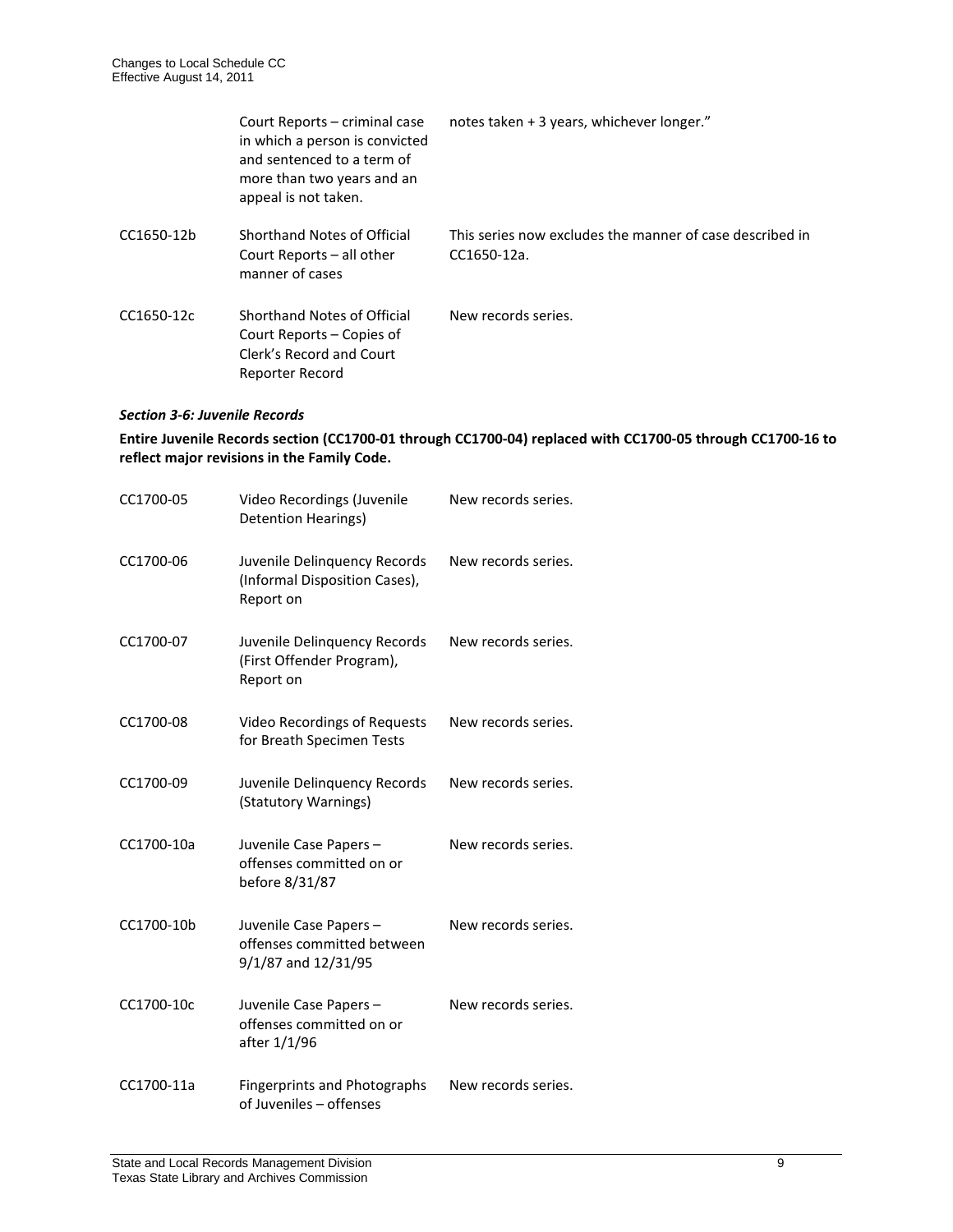| | | |
|---|---|---|
| | Court Reports – criminal case in which a person is convicted and sentenced to a term of more than two years and an appeal is not taken. | notes taken + 3 years, whichever longer." |
| CC1650-12b | Shorthand Notes of Official Court Reports – all other manner of cases | This series now excludes the manner of case described in CC1650-12a. |
| CC1650-12c | Shorthand Notes of Official Court Reports – Copies of Clerk's Record and Court Reporter Record | New records series. |

***Section 3-6: Juvenile Records***

**Entire Juvenile Records section (CC1700-01 through CC1700-04) replaced with CC1700-05 through CC1700-16 to reflect major revisions in the Family Code.**

| | | |
|---|---|---|
| CC1700-05 | Video Recordings (Juvenile Detention Hearings) | New records series. |
| CC1700-06 | Juvenile Delinquency Records (Informal Disposition Cases), Report on | New records series. |
| CC1700-07 | Juvenile Delinquency Records (First Offender Program), Report on | New records series. |
| CC1700-08 | Video Recordings of Requests for Breath Specimen Tests | New records series. |
| CC1700-09 | Juvenile Delinquency Records (Statutory Warnings) | New records series. |
| CC1700-10a | Juvenile Case Papers – offenses committed on or before 8/31/87 | New records series. |
| CC1700-10b | Juvenile Case Papers – offenses committed between 9/1/87 and 12/31/95 | New records series. |
| CC1700-10c | Juvenile Case Papers – offenses committed on or after 1/1/96 | New records series. |
| CC1700-11a | Fingerprints and Photographs of Juveniles – offenses | New records series. |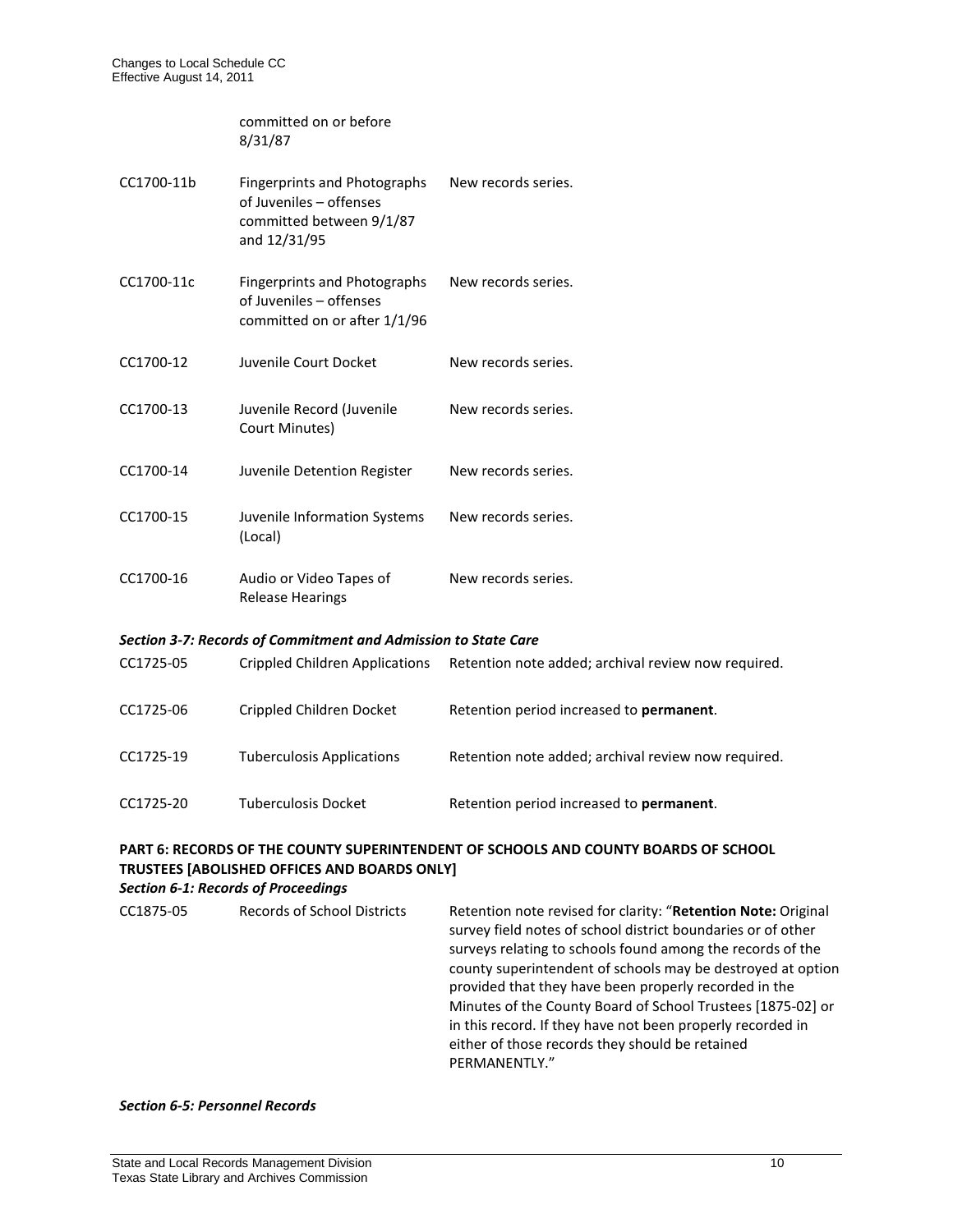| | | |
|---|---|---|
| | committed on or before 8/31/87 | |
| CC1700-11b | Fingerprints and Photographs of Juveniles – offenses committed between 9/1/87 and 12/31/95 | New records series. |
| CC1700-11c | Fingerprints and Photographs of Juveniles – offenses committed on or after 1/1/96 | New records series. |
| CC1700-12 | Juvenile Court Docket | New records series. |
| CC1700-13 | Juvenile Record (Juvenile Court Minutes) | New records series. |
| CC1700-14 | Juvenile Detention Register | New records series. |
| CC1700-15 | Juvenile Information Systems (Local) | New records series. |
| CC1700-16 | Audio or Video Tapes of Release Hearings | New records series. |

***Section 3-7: Records of Commitment and Admission to State Care***

| | | |
|---|---|---|
| CC1725-05 | Crippled Children Applications | Retention note added; archival review now required. |
| CC1725-06 | Crippled Children Docket | Retention period increased to **permanent**. |
| CC1725-19 | Tuberculosis Applications | Retention note added; archival review now required. |
| CC1725-20 | Tuberculosis Docket | Retention period increased to **permanent**. |

**PART 6: RECORDS OF THE COUNTY SUPERINTENDENT OF SCHOOLS AND COUNTY BOARDS OF SCHOOL TRUSTEES [ABOLISHED OFFICES AND BOARDS ONLY]**

***Section 6-1: Records of Proceedings***

| | | |
|---|---|---|
| CC1875-05 | Records of School Districts | Retention note revised for clarity: "**Retention Note:** Original survey field notes of school district boundaries or of other surveys relating to schools found among the records of the county superintendent of schools may be destroyed at option provided that they have been properly recorded in the Minutes of the County Board of School Trustees [1875-02] or in this record. If they have not been properly recorded in either of those records they should be retained PERMANENTLY." |

***Section 6-5: Personnel Records***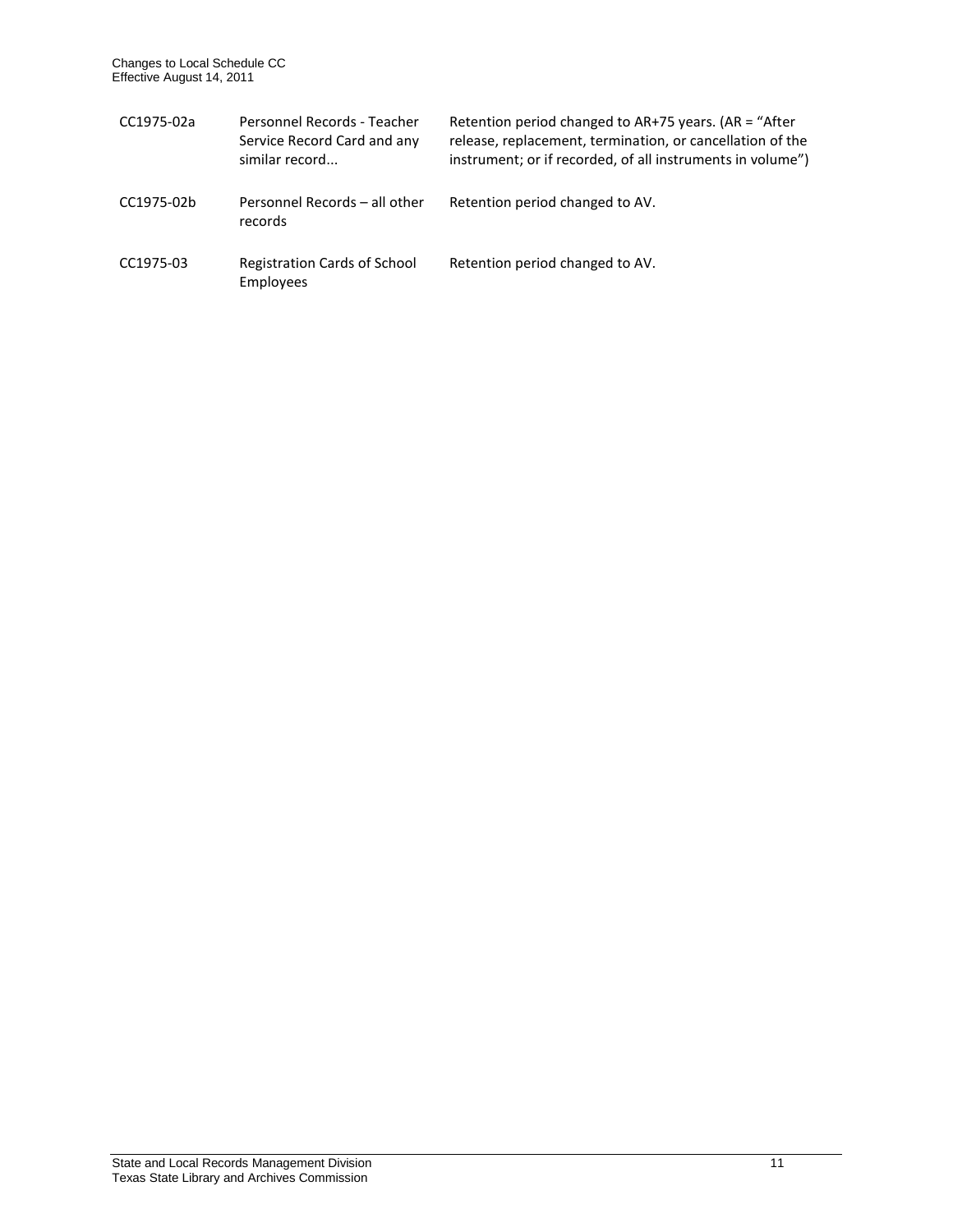| | | |
|---|---|---|
| CC1975-02a | Personnel Records - Teacher Service Record Card and any similar record... | Retention period changed to AR+75 years. (AR = "After release, replacement, termination, or cancellation of the instrument; or if recorded, of all instruments in volume") |
| CC1975-02b | Personnel Records – all other records | Retention period changed to AV. |
| CC1975-03 | Registration Cards of School Employees | Retention period changed to AV. |